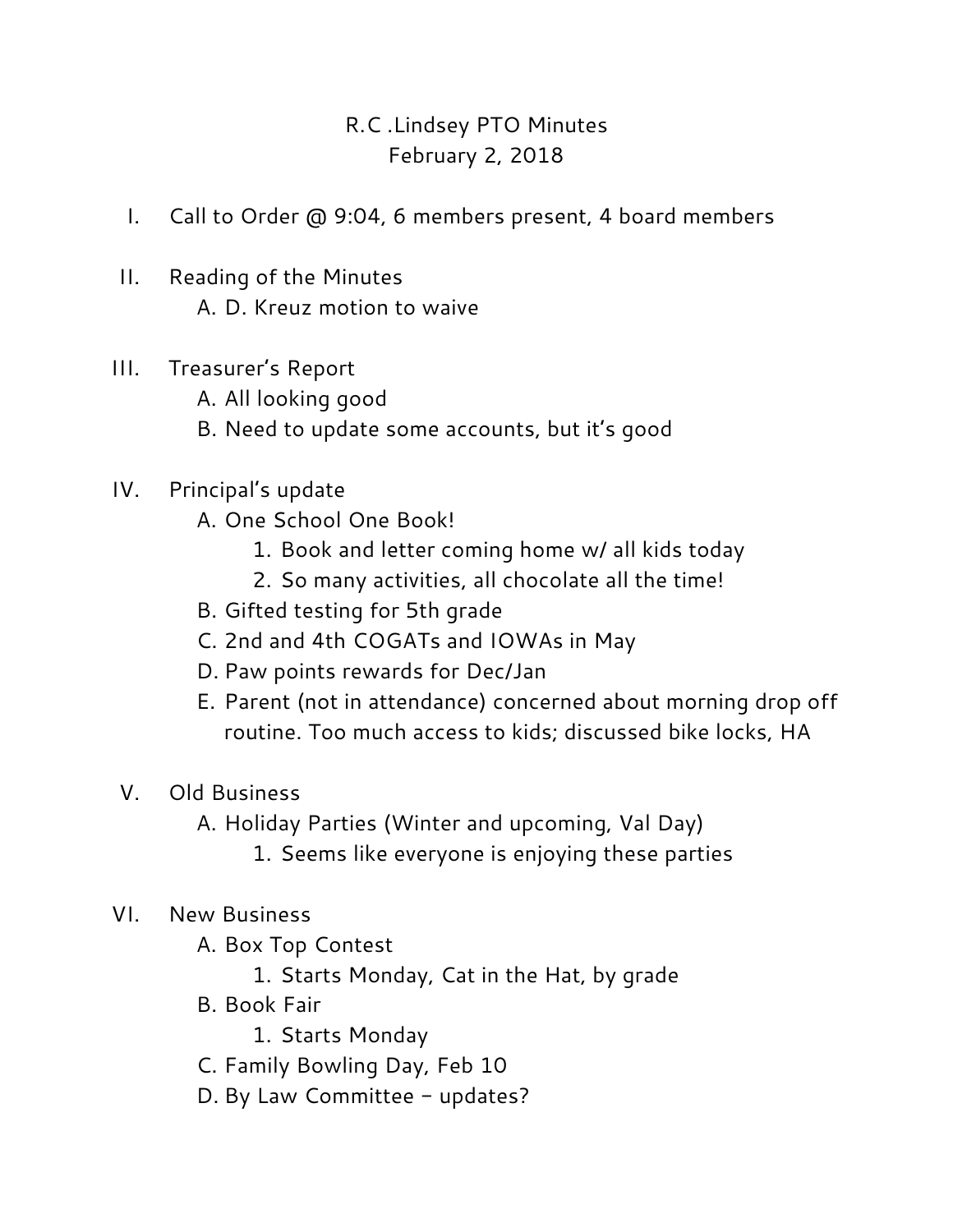# R.C .Lindsey PTO Minutes
## February 2, 2018

I. Call to Order @ 9:04, 6 members present, 4 board members

II. Reading of the Minutes
   A. D. Kreuz motion to waive

III. Treasurer's Report
   A. All looking good
   B. Need to update some accounts, but it's good

IV. Principal's update
   A. One School One Book!
      1. Book and letter coming home w/ all kids today
      2. So many activities, all chocolate all the time!
   B. Gifted testing for 5th grade
   C. 2nd and 4th COGATs and IOWAs in May
   D. Paw points rewards for Dec/Jan
   E. Parent (not in attendance) concerned about morning drop off routine. Too much access to kids; discussed bike locks, HA

V. Old Business
   A. Holiday Parties (Winter and upcoming, Val Day)
      1. Seems like everyone is enjoying these parties

VI. New Business
   A. Box Top Contest
      1. Starts Monday, Cat in the Hat, by grade
   B. Book Fair
      1. Starts Monday
   C. Family Bowling Day, Feb 10
   D. By Law Committee – updates?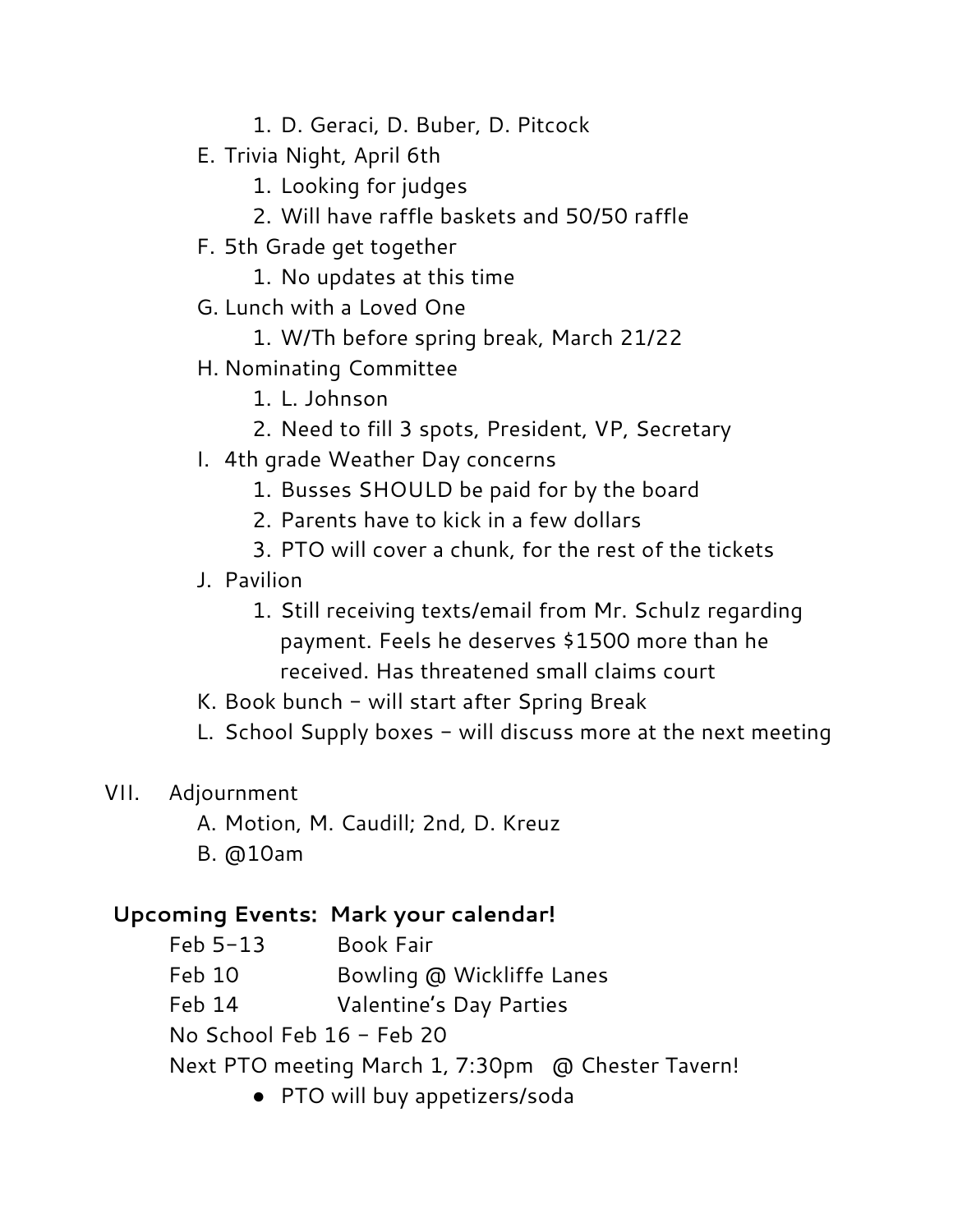1. D. Geraci, D. Buber, D. Pitcock
    E. Trivia Night, April 6th
        1. Looking for judges
        2. Will have raffle baskets and 50/50 raffle
    F. 5th Grade get together
        1. No updates at this time
    G. Lunch with a Loved One
        1. W/Th before spring break, March 21/22
    H. Nominating Committee
        1. L. Johnson
        2. Need to fill 3 spots, President, VP, Secretary
    I. 4th grade Weather Day concerns
        1. Busses SHOULD be paid for by the board
        2. Parents have to kick in a few dollars
        3. PTO will cover a chunk, for the rest of the tickets
    J. Pavilion
        1. Still receiving texts/email from Mr. Schulz regarding payment. Feels he deserves $1500 more than he received. Has threatened small claims court
    K. Book bunch – will start after Spring Break
    L. School Supply boxes – will discuss more at the next meeting

VII. Adjournment
    A. Motion, M. Caudill; 2nd, D. Kreuz
    B. @10am

**Upcoming Events: Mark your calendar!**

Feb 5-13 Book Fair
Feb 10 Bowling @ Wickliffe Lanes
Feb 14 Valentine's Day Parties
No School Feb 16 – Feb 20
Next PTO meeting March 1, 7:30pm @ Chester Tavern!

- PTO will buy appetizers/soda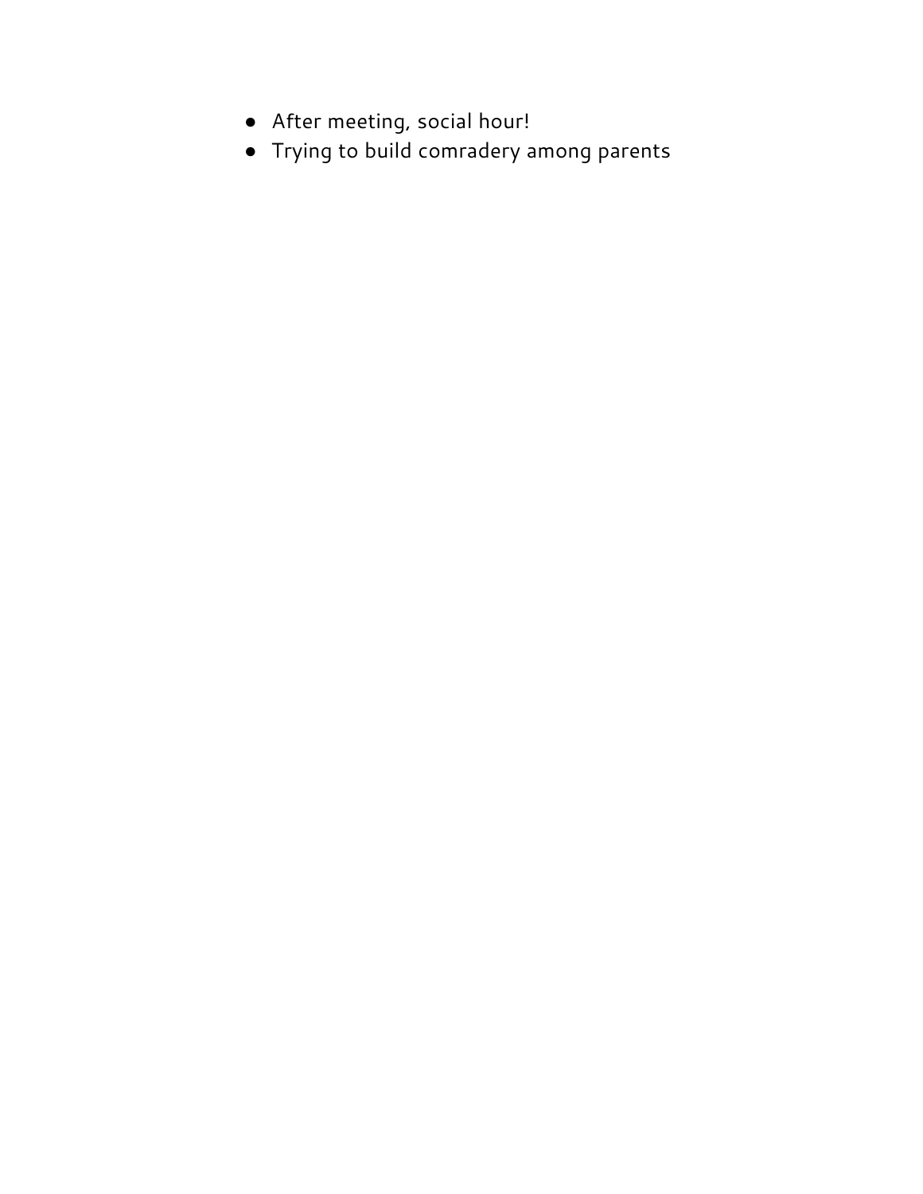- After meeting, social hour!
- Trying to build comradery among parents